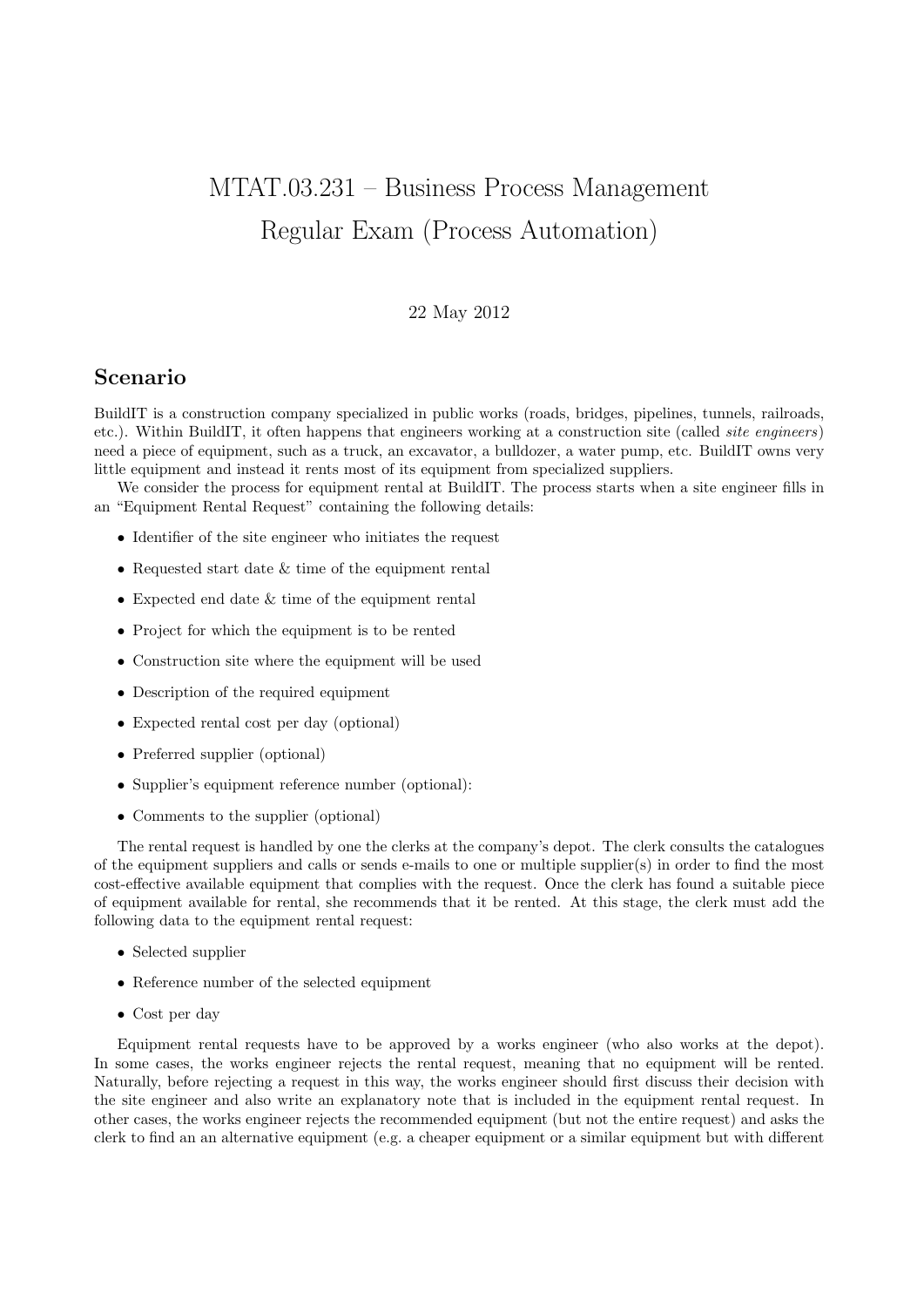# MTAT.03.231 – Business Process Management
# Regular Exam (Process Automation)

22 May 2012

## Scenario

BuildIT is a construction company specialized in public works (roads, bridges, pipelines, tunnels, railroads, etc.). Within BuildIT, it often happens that engineers working at a construction site (called *site engineers*) need a piece of equipment, such as a truck, an excavator, a bulldozer, a water pump, etc. BuildIT owns very little equipment and instead it rents most of its equipment from specialized suppliers.

We consider the process for equipment rental at BuildIT. The process starts when a site engineer fills in an "Equipment Rental Request" containing the following details:

- Identifier of the site engineer who initiates the request
- Requested start date & time of the equipment rental
- Expected end date & time of the equipment rental
- Project for which the equipment is to be rented
- Construction site where the equipment will be used
- Description of the required equipment
- Expected rental cost per day (optional)
- Preferred supplier (optional)
- Supplier's equipment reference number (optional):
- Comments to the supplier (optional)

The rental request is handled by one the clerks at the company's depot. The clerk consults the catalogues of the equipment suppliers and calls or sends e-mails to one or multiple supplier(s) in order to find the most cost-effective available equipment that complies with the request. Once the clerk has found a suitable piece of equipment available for rental, she recommends that it be rented. At this stage, the clerk must add the following data to the equipment rental request:

- Selected supplier
- Reference number of the selected equipment
- Cost per day

Equipment rental requests have to be approved by a works engineer (who also works at the depot). In some cases, the works engineer rejects the rental request, meaning that no equipment will be rented. Naturally, before rejecting a request in this way, the works engineer should first discuss their decision with the site engineer and also write an explanatory note that is included in the equipment rental request. In other cases, the works engineer rejects the recommended equipment (but not the entire request) and asks the clerk to find an an alternative equipment (e.g. a cheaper equipment or a similar equipment but with different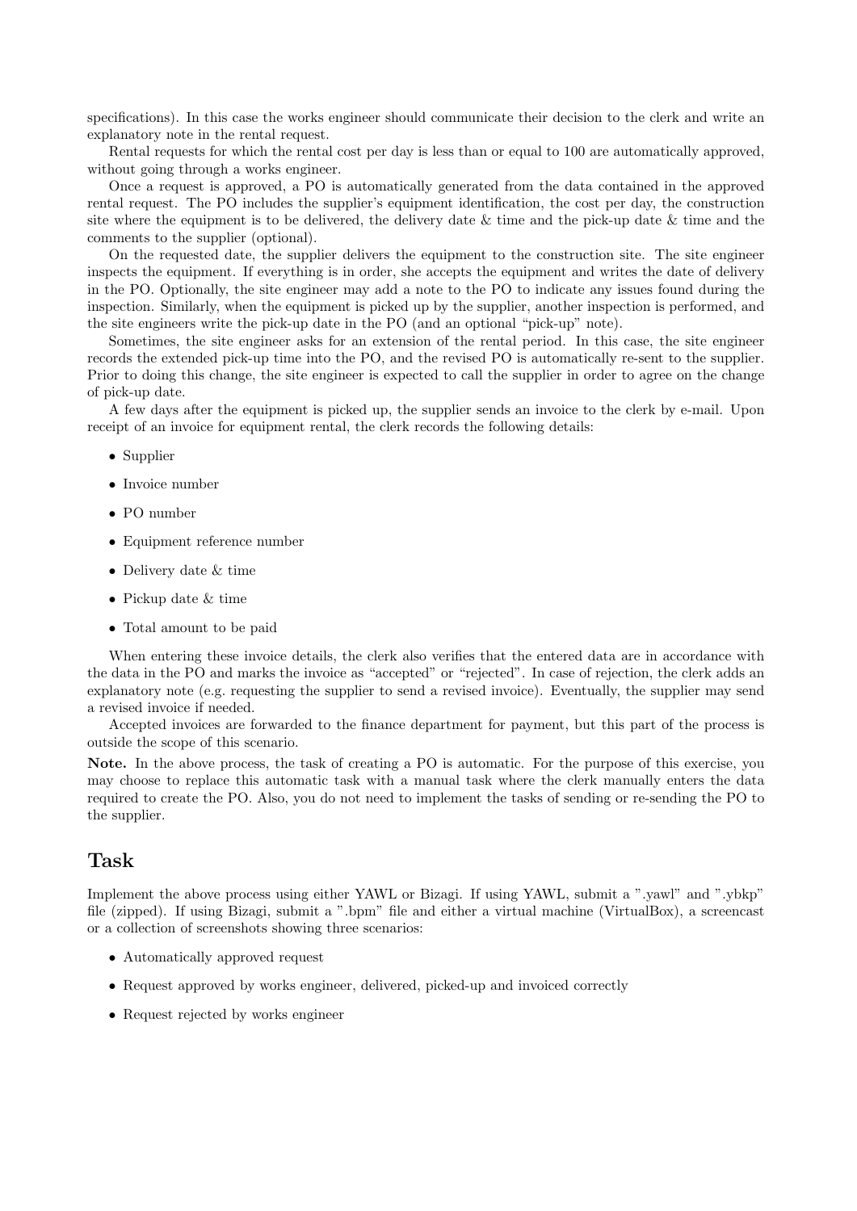specifications). In this case the works engineer should communicate their decision to the clerk and write an explanatory note in the rental request.

Rental requests for which the rental cost per day is less than or equal to 100 are automatically approved, without going through a works engineer.

Once a request is approved, a PO is automatically generated from the data contained in the approved rental request. The PO includes the supplier's equipment identification, the cost per day, the construction site where the equipment is to be delivered, the delivery date & time and the pick-up date & time and the comments to the supplier (optional).

On the requested date, the supplier delivers the equipment to the construction site. The site engineer inspects the equipment. If everything is in order, she accepts the equipment and writes the date of delivery in the PO. Optionally, the site engineer may add a note to the PO to indicate any issues found during the inspection. Similarly, when the equipment is picked up by the supplier, another inspection is performed, and the site engineers write the pick-up date in the PO (and an optional "pick-up" note).

Sometimes, the site engineer asks for an extension of the rental period. In this case, the site engineer records the extended pick-up time into the PO, and the revised PO is automatically re-sent to the supplier. Prior to doing this change, the site engineer is expected to call the supplier in order to agree on the change of pick-up date.

A few days after the equipment is picked up, the supplier sends an invoice to the clerk by e-mail. Upon receipt of an invoice for equipment rental, the clerk records the following details:

- Supplier
- Invoice number
- PO number
- Equipment reference number
- Delivery date & time
- Pickup date & time
- Total amount to be paid

When entering these invoice details, the clerk also verifies that the entered data are in accordance with the data in the PO and marks the invoice as "accepted" or "rejected". In case of rejection, the clerk adds an explanatory note (e.g. requesting the supplier to send a revised invoice). Eventually, the supplier may send a revised invoice if needed.

Accepted invoices are forwarded to the finance department for payment, but this part of the process is outside the scope of this scenario.

**Note.** In the above process, the task of creating a PO is automatic. For the purpose of this exercise, you may choose to replace this automatic task with a manual task where the clerk manually enters the data required to create the PO. Also, you do not need to implement the tasks of sending or re-sending the PO to the supplier.

## Task

Implement the above process using either YAWL or Bizagi. If using YAWL, submit a ".yawl" and ".ybkp" file (zipped). If using Bizagi, submit a ".bpm" file and either a virtual machine (VirtualBox), a screencast or a collection of screenshots showing three scenarios:

- Automatically approved request
- Request approved by works engineer, delivered, picked-up and invoiced correctly
- Request rejected by works engineer